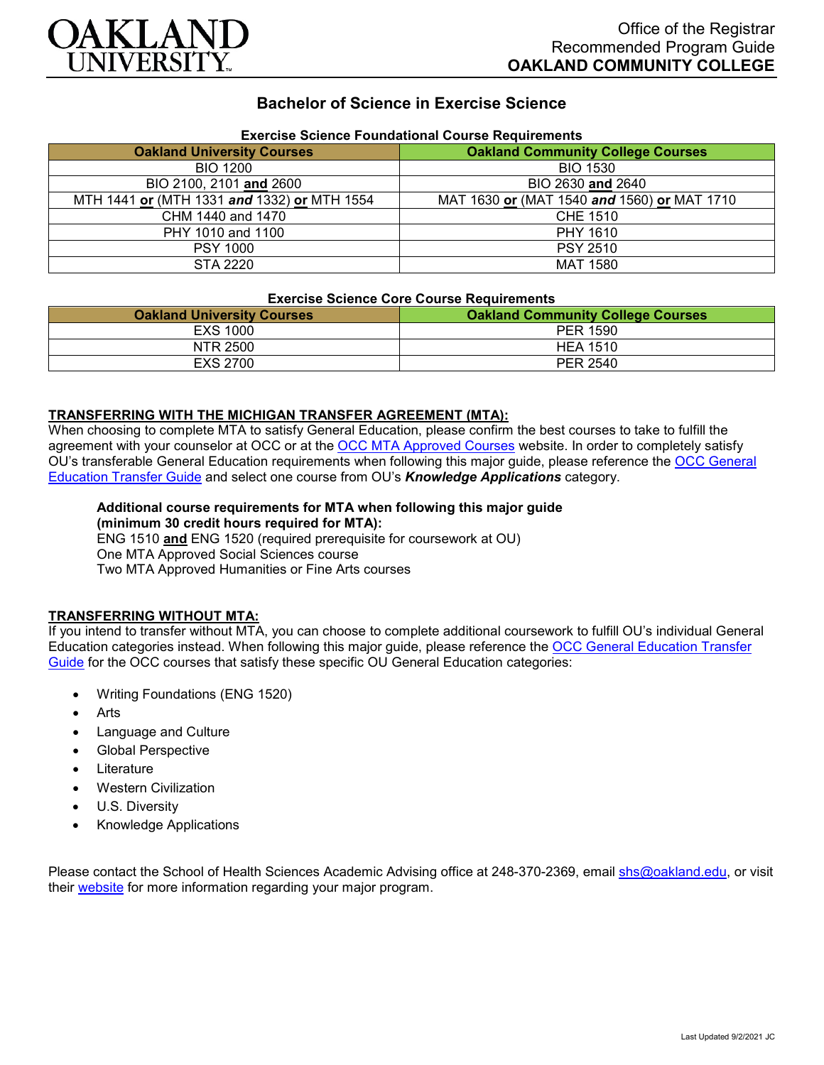OAKLAND UNIVERSITY

Office of the Registrar
Recommended Program Guide
**OAKLAND COMMUNITY COLLEGE**

# Bachelor of Science in Exercise Science

**Exercise Science Foundational Course Requirements**

| Oakland University Courses | Oakland Community College Courses |
|---|---|
| BIO 1200 | BIO 1530 |
| BIO 2100, 2101 **and** 2600 | BIO 2630 **and** 2640 |
| MTH 1441 **or** (MTH 1331 ***and*** 1332) **or** MTH 1554 | MAT 1630 **or** (MAT 1540 ***and*** 1560) **or** MAT 1710 |
| CHM 1440 and 1470 | CHE 1510 |
| PHY 1010 and 1100 | PHY 1610 |
| PSY 1000 | PSY 2510 |
| STA 2220 | MAT 1580 |

**Exercise Science Core Course Requirements**

| Oakland University Courses | Oakland Community College Courses |
|---|---|
| EXS 1000 | PER 1590 |
| NTR 2500 | HEA 1510 |
| EXS 2700 | PER 2540 |

**TRANSFERRING WITH THE MICHIGAN TRANSFER AGREEMENT (MTA):**

When choosing to complete MTA to satisfy General Education, please confirm the best courses to take to fulfill the agreement with your counselor at OCC or at the OCC MTA Approved Courses website. In order to completely satisfy OU's transferable General Education requirements when following this major guide, please reference the OCC General Education Transfer Guide and select one course from OU's ***Knowledge Applications*** category.

**Additional course requirements for MTA when following this major guide (minimum 30 credit hours required for MTA):**
ENG 1510 **and** ENG 1520 (required prerequisite for coursework at OU)
One MTA Approved Social Sciences course
Two MTA Approved Humanities or Fine Arts courses

**TRANSFERRING WITHOUT MTA:**

If you intend to transfer without MTA, you can choose to complete additional coursework to fulfill OU's individual General Education categories instead. When following this major guide, please reference the OCC General Education Transfer Guide for the OCC courses that satisfy these specific OU General Education categories:

- Writing Foundations (ENG 1520)
- Arts
- Language and Culture
- Global Perspective
- Literature
- Western Civilization
- U.S. Diversity
- Knowledge Applications

Please contact the School of Health Sciences Academic Advising office at 248-370-2369, email shs@oakland.edu, or visit their website for more information regarding your major program.

Last Updated 9/2/2021 JC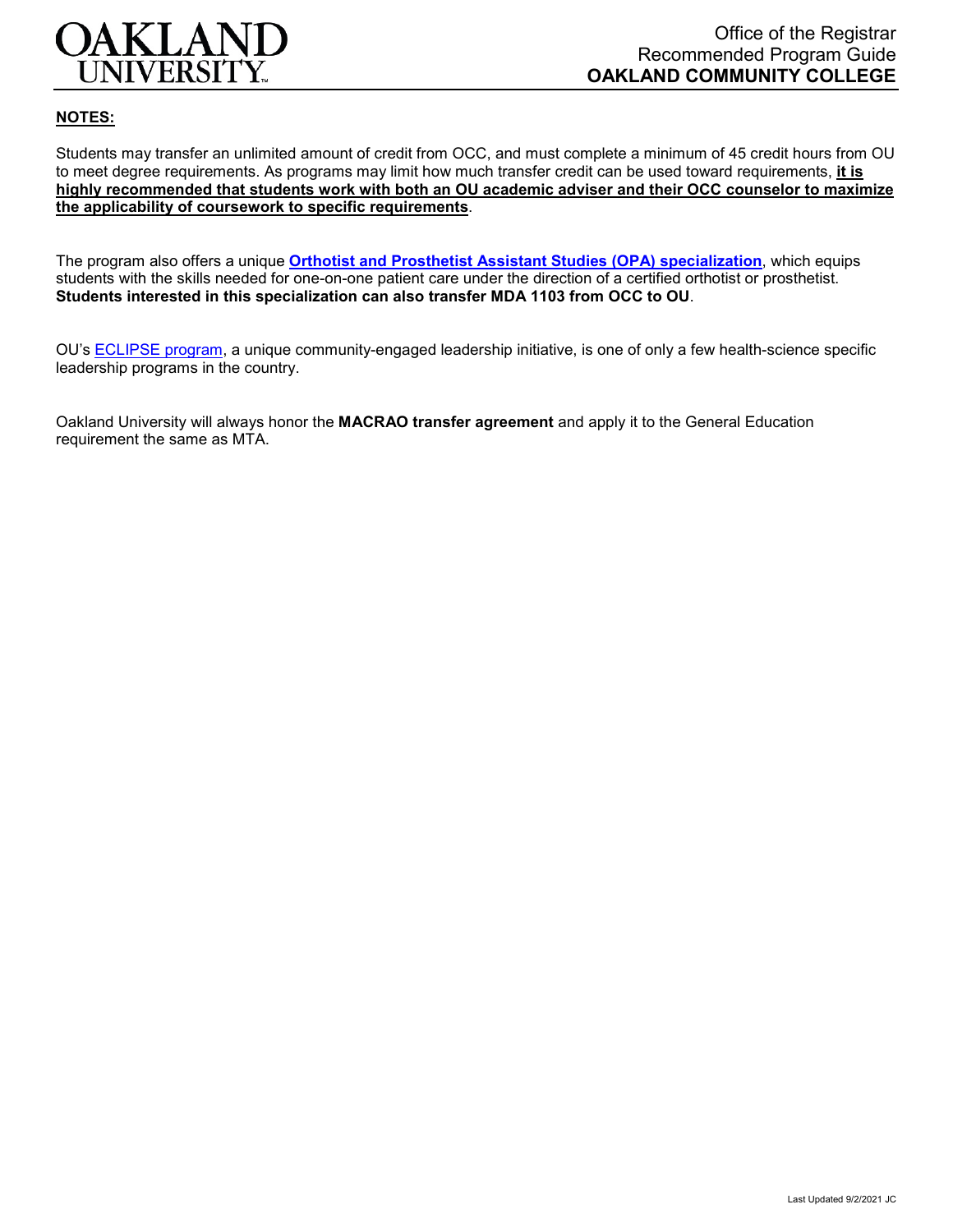**NOTES:**

Students may transfer an unlimited amount of credit from OCC, and must complete a minimum of 45 credit hours from OU to meet degree requirements. As programs may limit how much transfer credit can be used toward requirements, **it is highly recommended that students work with both an OU academic adviser and their OCC counselor to maximize the applicability of coursework to specific requirements**.

The program also offers a unique **Orthotist and Prosthetist Assistant Studies (OPA) specialization**, which equips students with the skills needed for one-on-one patient care under the direction of a certified orthotist or prosthetist. **Students interested in this specialization can also transfer MDA 1103 from OCC to OU**.

OU's ECLIPSE program, a unique community-engaged leadership initiative, is one of only a few health-science specific leadership programs in the country.

Oakland University will always honor the **MACRAO transfer agreement** and apply it to the General Education requirement the same as MTA.

Last Updated 9/2/2021 JC